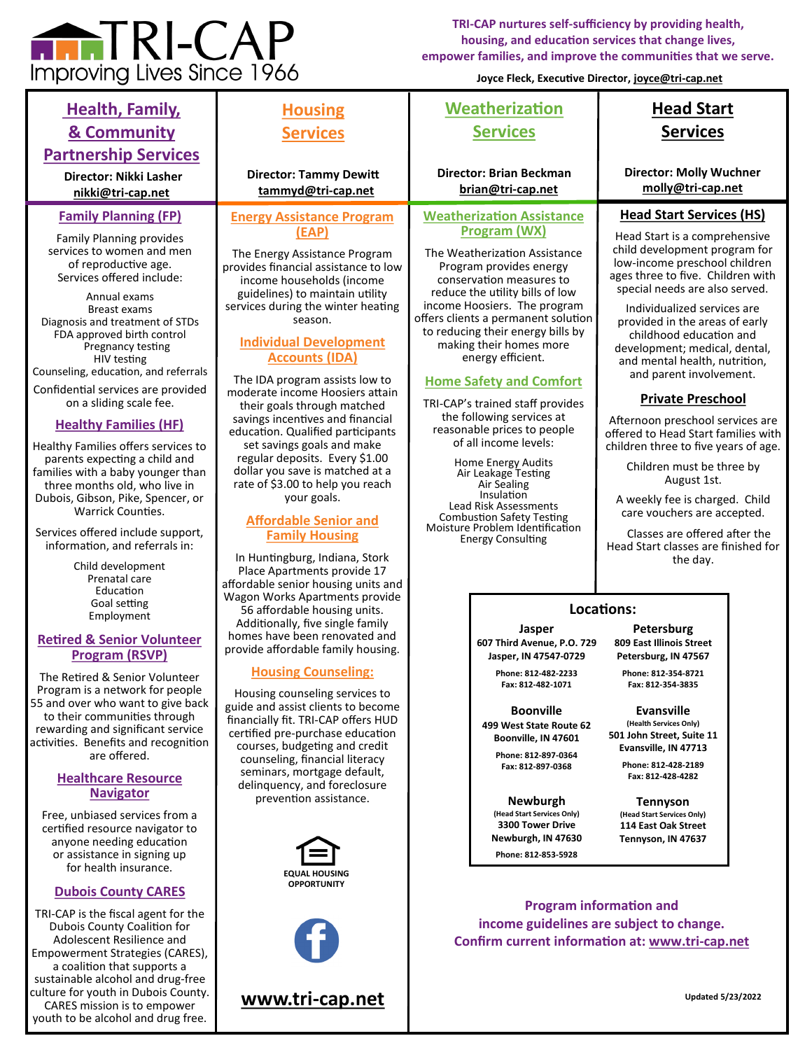# TRI-CAP

Improving Lives Since 1966

**TRI-CAP nurtures self-sufficiency by providing health, housing, and education services that change lives, empower families, and improve the communities that we serve.**

**Joyce Fleck, Executive Director, joyce@tri-cap.net**

## Health, Family, & Community Partnership Services

**Director: Nikki Lasher**
**nikki@tri-cap.net**

### Family Planning (FP)

Family Planning provides services to women and men of reproductive age. Services offered include:

- Annual exams
- Breast exams
- Diagnosis and treatment of STDs
- FDA approved birth control
- Pregnancy testing
- HIV testing
- Counseling, education, and referrals

Confidential services are provided on a sliding scale fee.

### Healthy Families (HF)

Healthy Families offers services to parents expecting a child and families with a baby younger than three months old, who live in Dubois, Gibson, Pike, Spencer, or Warrick Counties.

Services offered include support, information, and referrals in:

- Child development
- Prenatal care
- Education
- Goal setting
- Employment

### Retired & Senior Volunteer Program (RSVP)

The Retired & Senior Volunteer Program is a network for people 55 and over who want to give back to their communities through rewarding and significant service activities. Benefits and recognition are offered.

### Healthcare Resource Navigator

Free, unbiased services from a certified resource navigator to anyone needing education or assistance in signing up for health insurance.

### Dubois County CARES

TRI-CAP is the fiscal agent for the Dubois County Coalition for Adolescent Resilience and Empowerment Strategies (CARES), a coalition that supports a sustainable alcohol and drug-free culture for youth in Dubois County. CARES mission is to empower youth to be alcohol and drug free.

## Housing Services

**Director: Tammy Dewitt**
**tammyd@tri-cap.net**

### Energy Assistance Program (EAP)

The Energy Assistance Program provides financial assistance to low income households (income guidelines) to maintain utility services during the winter heating season.

### Individual Development Accounts (IDA)

The IDA program assists low to moderate income Hoosiers attain their goals through matched savings incentives and financial education. Qualified participants set savings goals and make regular deposits. Every $1.00 dollar you save is matched at a rate of $3.00 to help you reach your goals.

### Affordable Senior and Family Housing

In Huntingburg, Indiana, Stork Place Apartments provide 17 affordable senior housing units and Wagon Works Apartments provide 56 affordable housing units. Additionally, five single family homes have been renovated and provide affordable family housing.

### Housing Counseling:

Housing counseling services to guide and assist clients to become financially fit. TRI-CAP offers HUD certified pre-purchase education courses, budgeting and credit counseling, financial literacy seminars, mortgage default, delinquency, and foreclosure prevention assistance.

EQUAL HOUSING OPPORTUNITY

**www.tri-cap.net**

## Weatherization Services

**Director: Brian Beckman**
**brian@tri-cap.net**

### Weatherization Assistance Program (WX)

The Weatherization Assistance Program provides energy conservation measures to reduce the utility bills of low income Hoosiers. The program offers clients a permanent solution to reducing their energy bills by making their homes more energy efficient.

### Home Safety and Comfort

TRI-CAP's trained staff provides the following services at reasonable prices to people of all income levels:

- Home Energy Audits
- Air Leakage Testing
- Air Sealing
- Insulation
- Lead Risk Assessments
- Combustion Safety Testing
- Moisture Problem Identification
- Energy Consulting

## Head Start Services

**Director: Molly Wuchner**
**molly@tri-cap.net**

### Head Start Services (HS)

Head Start is a comprehensive child development program for low-income preschool children ages three to five. Children with special needs are also served.

Individualized services are provided in the areas of early childhood education and development; medical, dental, and mental health, nutrition, and parent involvement.

### Private Preschool

Afternoon preschool services are offered to Head Start families with children three to five years of age.

Children must be three by August 1st.

A weekly fee is charged. Child care vouchers are accepted.

Classes are offered after the Head Start classes are finished for the day.

## Locations:

**Jasper**
607 Third Avenue, P.O. 729
Jasper, IN 47547-0729
Phone: 812-482-2233
Fax: 812-482-1071

**Petersburg**
809 East Illinois Street
Petersburg, IN 47567
Phone: 812-354-8721
Fax: 812-354-3835

**Boonville**
499 West State Route 62
Boonville, IN 47601
Phone: 812-897-0364
Fax: 812-897-0368

**Evansville**
(Health Services Only)
501 John Street, Suite 11
Evansville, IN 47713
Phone: 812-428-2189
Fax: 812-428-4282

**Newburgh**
(Head Start Services Only)
3300 Tower Drive
Newburgh, IN 47630
Phone: 812-853-5928

**Tennyson**
(Head Start Services Only)
114 East Oak Street
Tennyson, IN 47637

**Program information and income guidelines are subject to change. Confirm current information at: www.tri-cap.net**

Updated 5/23/2022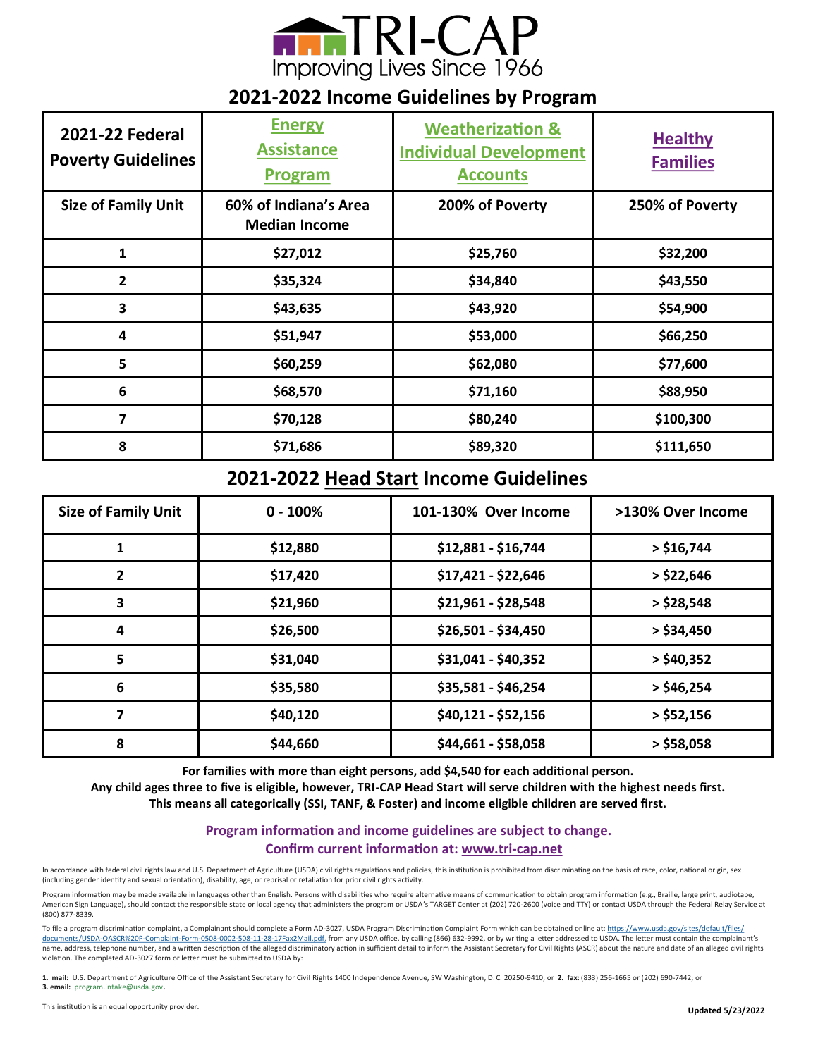# TRI-CAP

Improving Lives Since 1966

## 2021-2022 Income Guidelines by Program

| 2021-22 Federal Poverty Guidelines | Energy Assistance Program | Weatherization & Individual Development Accounts | Healthy Families |
|---|---|---|---|
| **Size of Family Unit** | **60% of Indiana's Area Median Income** | **200% of Poverty** | **250% of Poverty** |
| 1 | $27,012 | $25,760 | $32,200 |
| 2 | $35,324 | $34,840 | $43,550 |
| 3 | $43,635 | $43,920 | $54,900 |
| 4 | $51,947 | $53,000 | $66,250 |
| 5 | $60,259 | $62,080 | $77,600 |
| 6 | $68,570 | $71,160 | $88,950 |
| 7 | $70,128 | $80,240 | $100,300 |
| 8 | $71,686 | $89,320 | $111,650 |

## 2021-2022 Head Start Income Guidelines

| Size of Family Unit | 0 - 100% | 101-130% Over Income | >130% Over Income |
|---|---|---|---|
| 1 | $12,880 | $12,881 - $16,744 | > $16,744 |
| 2 | $17,420 | $17,421 - $22,646 | > $22,646 |
| 3 | $21,960 | $21,961 - $28,548 | > $28,548 |
| 4 | $26,500 | $26,501 - $34,450 | > $34,450 |
| 5 | $31,040 | $31,041 - $40,352 | > $40,352 |
| 6 | $35,580 | $35,581 - $46,254 | > $46,254 |
| 7 | $40,120 | $40,121 - $52,156 | > $52,156 |
| 8 | $44,660 | $44,661 - $58,058 | > $58,058 |

**For families with more than eight persons, add $4,540 for each additional person.**
**Any child ages three to five is eligible, however, TRI-CAP Head Start will serve children with the highest needs first.**
**This means all categorically (SSI, TANF, & Foster) and income eligible children are served first.**

**Program information and income guidelines are subject to change.**
**Confirm current information at: www.tri-cap.net**

In accordance with federal civil rights law and U.S. Department of Agriculture (USDA) civil rights regulations and policies, this institution is prohibited from discriminating on the basis of race, color, national origin, sex (including gender identity and sexual orientation), disability, age, or reprisal or retaliation for prior civil rights activity.

Program information may be made available in languages other than English. Persons with disabilities who require alternative means of communication to obtain program information (e.g., Braille, large print, audiotape, American Sign Language), should contact the responsible state or local agency that administers the program or USDA's TARGET Center at (202) 720-2600 (voice and TTY) or contact USDA through the Federal Relay Service at (800) 877-8339.

To file a program discrimination complaint, a Complainant should complete a Form AD-3027, USDA Program Discrimination Complaint Form which can be obtained online at: https://www.usda.gov/sites/default/files/documents/USDA-OASCR%20P-Complaint-Form-0508-0002-508-11-28-17Fax2Mail.pdf, from any USDA office, by calling (866) 632-9992, or by writing a letter addressed to USDA. The letter must contain the complainant's name, address, telephone number, and a written description of the alleged discriminatory action in sufficient detail to inform the Assistant Secretary for Civil Rights (ASCR) about the nature and date of an alleged civil rights violation. The completed AD-3027 form or letter must be submitted to USDA by:

**1. mail:** U.S. Department of Agriculture Office of the Assistant Secretary for Civil Rights 1400 Independence Avenue, SW Washington, D.C. 20250-9410; or **2. fax:** (833) 256-1665 or (202) 690-7442; or **3. email:** program.intake@usda.gov**.**

This institution is an equal opportunity provider.

**Updated 5/23/2022**